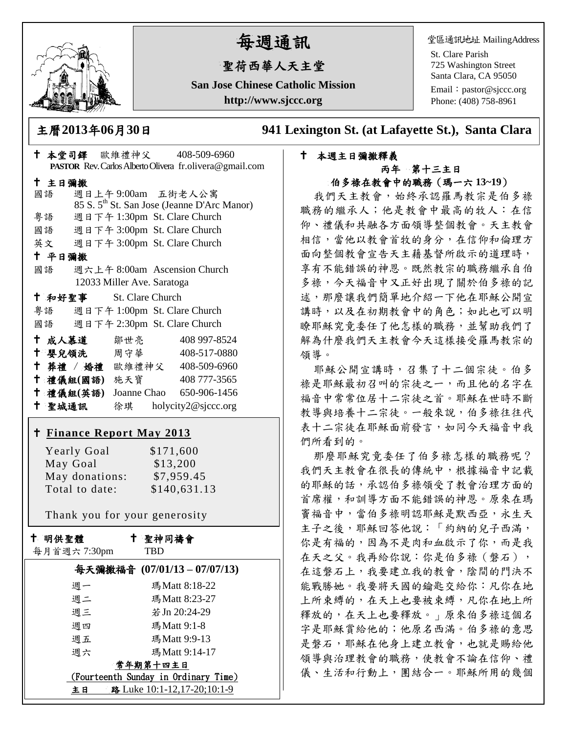# 每週通訊

## 聖荷西華人天主堂

**San Jose Chinese Catholic Mission**

**http://www.sjccc.org**

堂區通訊地址 MailingAddress

St. Clare Parish
725 Washington Street
Santa Clara, CA 95050
Email：pastor@sjccc.org
Phone: (408) 758-8961

**主曆2013年06月30日** **941 Lexington St. (at Lafayette St.), Santa Clara**

✝ **本堂司鐸** 歐維禮神父 408-509-6960
**PASTOR** Rev. Carlos Alberto Olivera fr.olivera@gmail.com

✝ **主日彌撒**

國語 週日上午 9:00am 五街老人公寓
85 S. 5th St. San Jose (Jeanne D'Arc Manor)
粵語 週日下午 1:30pm St. Clare Church
國語 週日下午 3:00pm St. Clare Church
英文 週日下午 3:00pm St. Clare Church

✝ **平日彌撒**

國語 週六上午 8:00am Ascension Church
12033 Miller Ave. Saratoga

✝ **和好聖事** St. Clare Church

粵語 週日下午 1:00pm St. Clare Church
國語 週日下午 2:30pm St. Clare Church

| | | |
|---|---|---|
| ✝ **成人慕道** | 鄒世亮 | 408 997-8524 |
| ✝ **嬰兒領洗** | 周守華 | 408-517-0880 |
| ✝ **葬禮 / 婚禮** | 歐維禮神父 | 408-509-6960 |
| ✝ **禮儀組(國語)** | 施天寶 | 408 777-3565 |
| ✝ **禮儀組(英語)** | Joanne Chao | 650-906-1456 |
| ✝ **聖城通訊** | 徐琪 | holycity2@sjccc.org |

✝ **Finance Report May 2013**

| | |
|---|---|
| Yearly Goal | $171,600 |
| May Goal | $13,200 |
| May donations: | $7,959.45 |
| Total to date: | $140,631.13 |

Thank you for your generosity

✝ **明供聖體** 每月首週六 7:30pm
✝ **聖神同禱會** TBD

**每天彌撒福音 (07/01/13 – 07/07/13)**

| | |
|---|---|
| 週一 | 瑪 Matt 8:18-22 |
| 週二 | 瑪 Matt 8:23-27 |
| 週三 | 若 Jn 20:24-29 |
| 週四 | 瑪 Matt 9:1-8 |
| 週五 | 瑪 Matt 9:9-13 |
| 週六 | 瑪 Matt 9:14-17 |

**常年期第十四主日**
(Fourteenth Sunday in Ordinary Time)
**主日 路** Luke 10:1-12,17-20;10:1-9

✝ **本週主日彌撒釋義**

**丙年 第十三主日**

**伯多祿在教會中的職務（瑪一六 13~19）**

我們天主教會，始終承認羅馬教宗是伯多祿職務的繼承人；他是教會中最高的牧人：在信仰、禮儀和共融各方面領導整個教會。天主教會相信，當他以教會首牧的身分，在信仰和倫理方面向整個教會宣告天主藉基督所啟示的道理時，享有不能錯誤的神恩。既然教宗的職務繼承自伯多祿，今天福音中又正好出現了關於伯多祿的記述，那麼讓我們簡單地介紹一下他在耶穌公開宣講時，以及在初期教會中的角色；如此也可以明瞭耶穌究竟委任了他怎樣的職務，並幫助我們了解為什麼我們天主教會今天這樣接受羅馬教宗的領導。

耶穌公開宣講時，召集了十二個宗徒。伯多祿是耶穌最初召叫的宗徒之一，而且他的名字在福音中常常位居十二宗徒之首。耶穌在世時不斷教導與培養十二宗徒。一般來說，伯多祿往往代表十二宗徒在耶穌面前發言，如同今天福音中我們所看到的。

那麼耶穌究竟委任了伯多祿怎樣的職務呢？我們天主教會在很長的傳統中，根據福音中記載的耶穌的話，承認伯多祿領受了教會治理方面的首席權，和訓導方面不能錯誤的神恩。原來在瑪竇福音中，當伯多祿明認耶穌是默西亞，永生天主子之後，耶穌回答他說：「約納的兒子西滿，你是有福的，因為不是肉和血啟示了你，而是我在天之父。我再給你說：你是伯多祿（磐石），在這磐石上，我要建立我的教會，陰間的門決不能戰勝她。我要將天國的鑰匙交給你：凡你在地上所束縛的，在天上也要被束縛，凡你在地上所釋放的，在天上也要釋放。」原來伯多祿這個名字是耶穌賞給他的；他原名西滿。伯多祿的意思是磐石，耶穌在他身上建立教會，也就是賜給他領導與治理教會的職務，使教會不論在信仰、禮儀、生活和行動上，團結合一。耶穌所用的幾個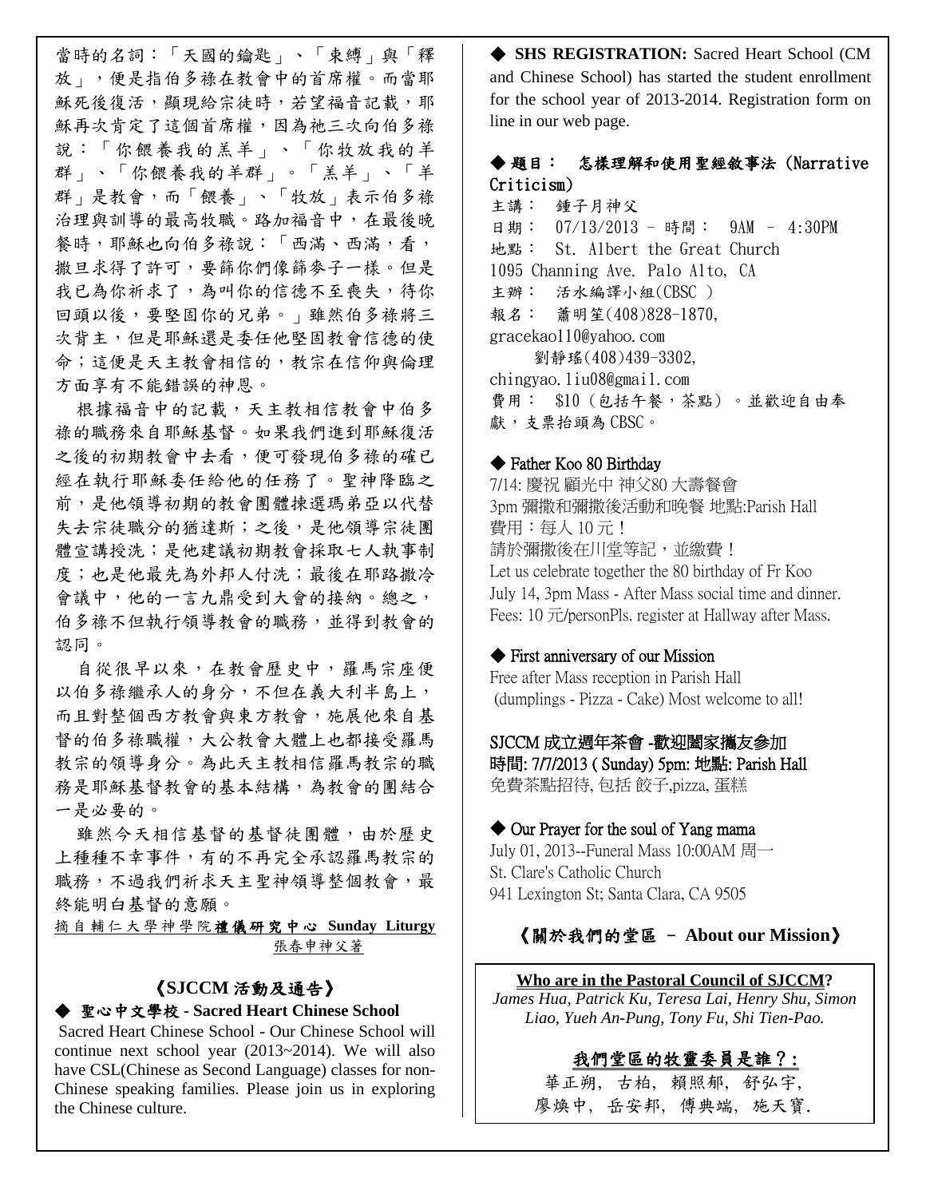當時的名詞：「天國的鑰匙」、「束縛」與「釋放」，便是指伯多祿在教會中的首席權。而當耶穌死後復活，顯現給宗徒時，若望福音記載，耶穌再次肯定了這個首席權，因為祂三次向伯多祿說：「你餵養我的羔羊」、「你牧放我的羊群」、「你餵養我的羊群」。「羔羊」、「羊群」是教會，而「餵養」、「牧放」表示伯多祿治理與訓導的最高牧職。路加福音中，在最後晚餐時，耶穌也向伯多祿說：「西滿、西滿，看，撒旦求得了許可，要篩你們像篩麥子一樣。但是我已為你祈求了，為叫你的信德不至喪失，待你回頭以後，要堅固你的兄弟。」雖然伯多祿將三次背主，但是耶穌還是委任他堅固教會信德的使命；這便是天主教會相信的，教宗在信仰與倫理方面享有不能錯誤的神恩。

根據福音中的記載，天主教相信教會中伯多祿的職務來自耶穌基督。如果我們進到耶穌復活之後的初期教會中去看，便可發現伯多祿的確已經在執行耶穌委任給他的任務了。聖神降臨之前，是他領導初期的教會團體揀選瑪弟亞以代替失去宗徒職分的猶達斯；之後，是他領導宗徒團體宣講授洗；是他建議初期教會採取七人執事制度；也是他最先為外邦人付洗；最後在耶路撒冷會議中，他的一言九鼎受到大會的接納。總之，伯多祿不但執行領導教會的職務，並得到教會的認同。

自從很早以來，在教會歷史中，羅馬宗座便以伯多祿繼承人的身分，不但在義大利半島上，而且對整個西方教會與東方教會，施展他來自基督的伯多祿職權，大公教會大體上也都接受羅馬教宗的領導身分。為此天主教相信羅馬教宗的職務是耶穌基督教會的基本結構，為教會的團結合一是必要的。

雖然今天相信基督的基督徒團體，由於歷史上種種不幸事件，有的不再完全承認羅馬教宗的職務，不過我們祈求天主聖神領導整個教會，最終能明白基督的意願。

摘自輔仁大學神學院**禮儀研究中心 Sunday Liturgy** 張春申神父著

## 《SJCCM 活動及通告》

◆ **聖心中文學校 - Sacred Heart Chinese School**

Sacred Heart Chinese School - Our Chinese School will continue next school year (2013~2014). We will also have CSL(Chinese as Second Language) classes for non-Chinese speaking families. Please join us in exploring the Chinese culture.

◆ **SHS REGISTRATION:** Sacred Heart School (CM and Chinese School) has started the student enrollment for the school year of 2013-2014. Registration form on line in our web page.

◆ **題目： 怎樣理解和使用聖經敘事法 (Narrative Criticism)**

主講： 鍾子月神父
日期： 07/13/2013 – 時間： 9AM – 4:30PM
地點： St. Albert the Great Church
1095 Channing Ave. Palo Alto, CA
主辦： 活水編譯小組(CBSC )
報名： 蕭明笙(408)828-1870,
gracekao110@yahoo.com
劉靜瑤(408)439-3302,
chingyao.liu08@gmail.com
費用： $10（包括午餐，茶點）。並歡迎自由奉獻，支票抬頭為 CBSC。

◆ Father Koo 80 Birthday

7/14: 慶祝 顧光中 神父80 大壽餐會
3pm 彌撒和彌撒後活動和晚餐 地點:Parish Hall
費用：每人 10 元！
請於彌撒後在川堂等記，並繳費！
Let us celebrate together the 80 birthday of Fr Koo
July 14, 3pm Mass - After Mass social time and dinner.
Fees: 10 元/personPls. register at Hallway after Mass.

◆ First anniversary of our Mission

Free after Mass reception in Parish Hall
(dumplings - Pizza - Cake) Most welcome to all!

SJCCM 成立週年茶會 -歡迎闔家攜友參加
時間: 7/7/2013 ( Sunday) 5pm: 地點: Parish Hall
免費茶點招待, 包括 餃子,pizza, 蛋糕

◆ Our Prayer for the soul of Yang mama

July 01, 2013--Funeral Mass 10:00AM 周一
St. Clare's Catholic Church
941 Lexington St; Santa Clara, CA 9505

## 《關於我們的堂區 – About our Mission》

**Who are in the Pastoral Council of SJCCM?**
*James Hua, Patrick Ku, Teresa Lai, Henry Shu, Simon Liao, Yueh An-Pung, Tony Fu, Shi Tien-Pao.*

**我們堂區的牧靈委員是誰？:**
華正朔, 古柏, 賴照郁, 舒弘宇,
廖煥中, 岳安邦, 傅典端, 施天寶.